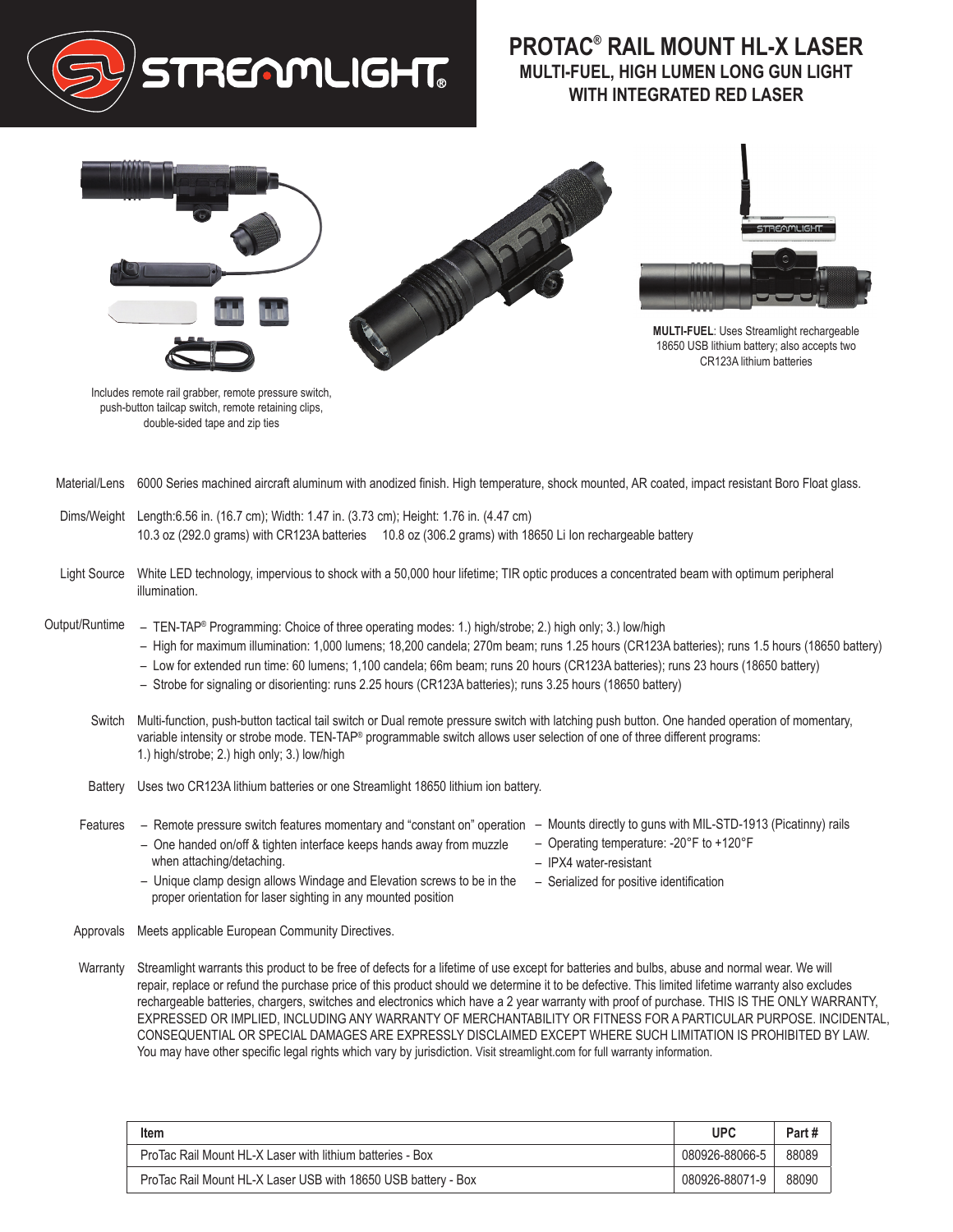# PROTAC® RAIL MOUNT HL-X LASER

## MULTI-FUEL, HIGH LUMEN LONG GUN LIGHT WITH INTEGRATED RED LASER

Includes remote rail grabber, remote pressure switch, push-button tailcap switch, remote retaining clips, double-sided tape and zip ties

**MULTI-FUEL**: Uses Streamlight rechargeable 18650 USB lithium battery; also accepts two CR123A lithium batteries

**Material/Lens** 6000 Series machined aircraft aluminum with anodized finish. High temperature, shock mounted, AR coated, impact resistant Boro Float glass.

**Dims/Weight** Length:6.56 in. (16.7 cm); Width: 1.47 in. (3.73 cm); Height: 1.76 in. (4.47 cm)
10.3 oz (292.0 grams) with CR123A batteries 10.8 oz (306.2 grams) with 18650 Li Ion rechargeable battery

**Light Source** White LED technology, impervious to shock with a 50,000 hour lifetime; TIR optic produces a concentrated beam with optimum peripheral illumination.

**Output/Runtime**
- TEN-TAP® Programming: Choice of three operating modes: 1.) high/strobe; 2.) high only; 3.) low/high
- High for maximum illumination: 1,000 lumens; 18,200 candela; 270m beam; runs 1.25 hours (CR123A batteries); runs 1.5 hours (18650 battery)
- Low for extended run time: 60 lumens; 1,100 candela; 66m beam; runs 20 hours (CR123A batteries); runs 23 hours (18650 battery)
- Strobe for signaling or disorienting: runs 2.25 hours (CR123A batteries); runs 3.25 hours (18650 battery)

**Switch** Multi-function, push-button tactical tail switch or Dual remote pressure switch with latching push button. One handed operation of momentary, variable intensity or strobe mode. TEN-TAP® programmable switch allows user selection of one of three different programs: 1.) high/strobe; 2.) high only; 3.) low/high

**Battery** Uses two CR123A lithium batteries or one Streamlight 18650 lithium ion battery.

**Features**
- Remote pressure switch features momentary and "constant on" operation
- One handed on/off & tighten interface keeps hands away from muzzle when attaching/detaching.
- Unique clamp design allows Windage and Elevation screws to be in the proper orientation for laser sighting in any mounted position
- Mounts directly to guns with MIL-STD-1913 (Picatinny) rails
- Operating temperature: -20°F to +120°F
- IPX4 water-resistant
- Serialized for positive identification

**Approvals** Meets applicable European Community Directives.

**Warranty** Streamlight warrants this product to be free of defects for a lifetime of use except for batteries and bulbs, abuse and normal wear. We will repair, replace or refund the purchase price of this product should we determine it to be defective. This limited lifetime warranty also excludes rechargeable batteries, chargers, switches and electronics which have a 2 year warranty with proof of purchase. THIS IS THE ONLY WARRANTY, EXPRESSED OR IMPLIED, INCLUDING ANY WARRANTY OF MERCHANTABILITY OR FITNESS FOR A PARTICULAR PURPOSE. INCIDENTAL, CONSEQUENTIAL OR SPECIAL DAMAGES ARE EXPRESSLY DISCLAIMED EXCEPT WHERE SUCH LIMITATION IS PROHIBITED BY LAW. You may have other specific legal rights which vary by jurisdiction. Visit streamlight.com for full warranty information.

| Item | UPC | Part # |
|---|---|---|
| ProTac Rail Mount HL-X Laser with lithium batteries - Box | 080926-88066-5 | 88089 |
| ProTac Rail Mount HL-X Laser USB with 18650 USB battery - Box | 080926-88071-9 | 88090 |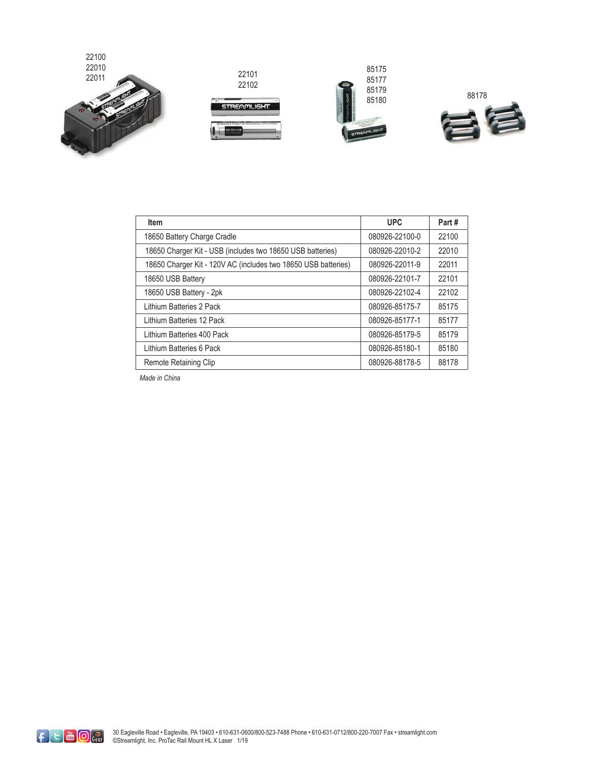22100
22010
22011

22101
22102

85175
85177
85179
85180

88178

| Item | UPC | Part # |
|---|---|---|
| 18650 Battery Charge Cradle | 080926-22100-0 | 22100 |
| 18650 Charger Kit - USB (includes two 18650 USB batteries) | 080926-22010-2 | 22010 |
| 18650 Charger Kit - 120V AC (includes two 18650 USB batteries) | 080926-22011-9 | 22011 |
| 18650 USB Battery | 080926-22101-7 | 22101 |
| 18650 USB Battery - 2pk | 080926-22102-4 | 22102 |
| Lithium Batteries 2 Pack | 080926-85175-7 | 85175 |
| Lithium Batteries 12 Pack | 080926-85177-1 | 85177 |
| Lithium Batteries 400 Pack | 080926-85179-5 | 85179 |
| Lithium Batteries 6 Pack | 080926-85180-1 | 85180 |
| Remote Retaining Clip | 080926-88178-5 | 88178 |

*Made in China*

30 Eagleville Road • Eagleville, PA 19403 • 610-631-0600/800-523-7488 Phone • 610-631-0712/800-220-7007 Fax • streamlight.com
©Streamlight, Inc. ProTac Rail Mount HL X Laser 1/19